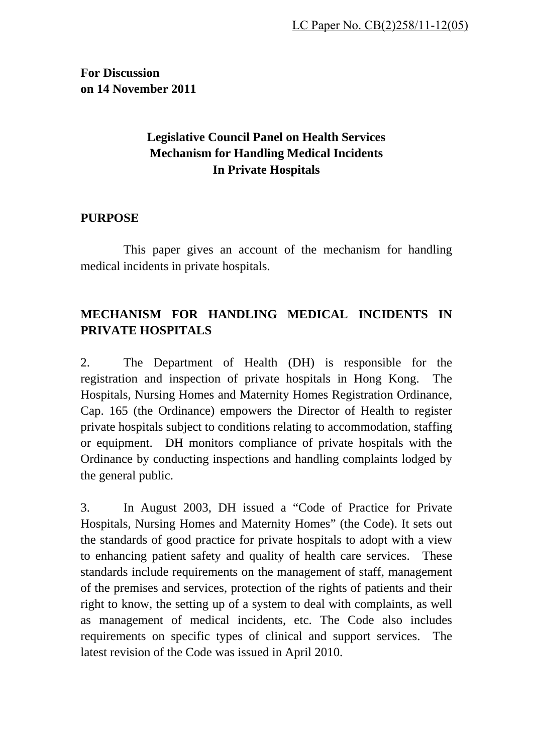LC Paper No. CB(2)258/11-12(05)

**For Discussion**
**on 14 November 2011**

# Legislative Council Panel on Health Services
# Mechanism for Handling Medical Incidents
# In Private Hospitals

## PURPOSE

This paper gives an account of the mechanism for handling medical incidents in private hospitals.

## MECHANISM FOR HANDLING MEDICAL INCIDENTS IN PRIVATE HOSPITALS

2. The Department of Health (DH) is responsible for the registration and inspection of private hospitals in Hong Kong. The Hospitals, Nursing Homes and Maternity Homes Registration Ordinance, Cap. 165 (the Ordinance) empowers the Director of Health to register private hospitals subject to conditions relating to accommodation, staffing or equipment. DH monitors compliance of private hospitals with the Ordinance by conducting inspections and handling complaints lodged by the general public.

3. In August 2003, DH issued a "Code of Practice for Private Hospitals, Nursing Homes and Maternity Homes" (the Code). It sets out the standards of good practice for private hospitals to adopt with a view to enhancing patient safety and quality of health care services. These standards include requirements on the management of staff, management of the premises and services, protection of the rights of patients and their right to know, the setting up of a system to deal with complaints, as well as management of medical incidents, etc. The Code also includes requirements on specific types of clinical and support services. The latest revision of the Code was issued in April 2010.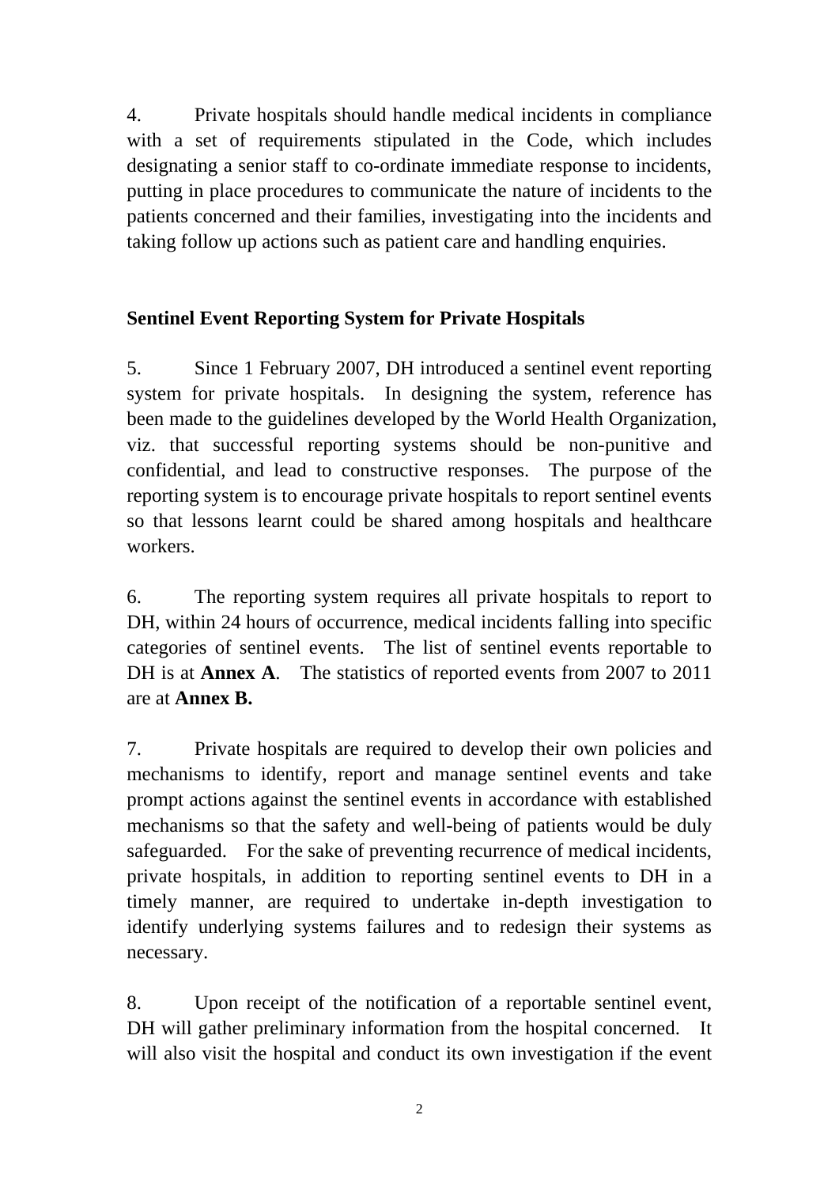4. Private hospitals should handle medical incidents in compliance with a set of requirements stipulated in the Code, which includes designating a senior staff to co-ordinate immediate response to incidents, putting in place procedures to communicate the nature of incidents to the patients concerned and their families, investigating into the incidents and taking follow up actions such as patient care and handling enquiries.

**Sentinel Event Reporting System for Private Hospitals**

5. Since 1 February 2007, DH introduced a sentinel event reporting system for private hospitals. In designing the system, reference has been made to the guidelines developed by the World Health Organization, viz. that successful reporting systems should be non-punitive and confidential, and lead to constructive responses. The purpose of the reporting system is to encourage private hospitals to report sentinel events so that lessons learnt could be shared among hospitals and healthcare workers.

6. The reporting system requires all private hospitals to report to DH, within 24 hours of occurrence, medical incidents falling into specific categories of sentinel events. The list of sentinel events reportable to DH is at **Annex A**. The statistics of reported events from 2007 to 2011 are at **Annex B.**

7. Private hospitals are required to develop their own policies and mechanisms to identify, report and manage sentinel events and take prompt actions against the sentinel events in accordance with established mechanisms so that the safety and well-being of patients would be duly safeguarded. For the sake of preventing recurrence of medical incidents, private hospitals, in addition to reporting sentinel events to DH in a timely manner, are required to undertake in-depth investigation to identify underlying systems failures and to redesign their systems as necessary.

8. Upon receipt of the notification of a reportable sentinel event, DH will gather preliminary information from the hospital concerned. It will also visit the hospital and conduct its own investigation if the event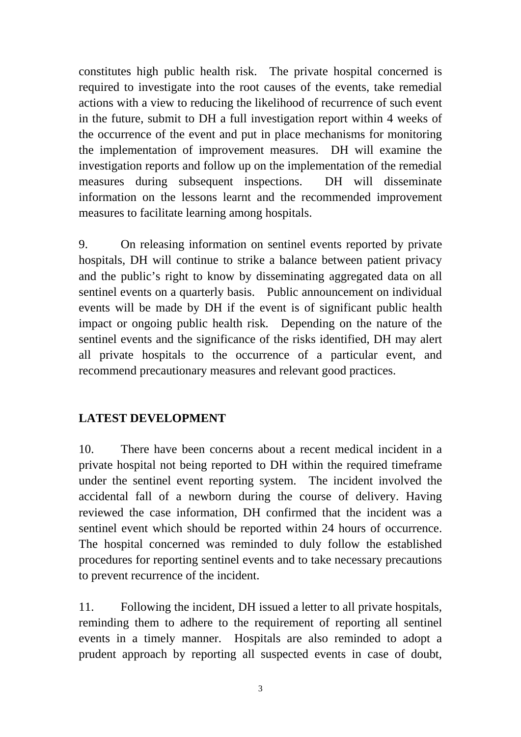constitutes high public health risk. The private hospital concerned is required to investigate into the root causes of the events, take remedial actions with a view to reducing the likelihood of recurrence of such event in the future, submit to DH a full investigation report within 4 weeks of the occurrence of the event and put in place mechanisms for monitoring the implementation of improvement measures. DH will examine the investigation reports and follow up on the implementation of the remedial measures during subsequent inspections. DH will disseminate information on the lessons learnt and the recommended improvement measures to facilitate learning among hospitals.

9. On releasing information on sentinel events reported by private hospitals, DH will continue to strike a balance between patient privacy and the public's right to know by disseminating aggregated data on all sentinel events on a quarterly basis. Public announcement on individual events will be made by DH if the event is of significant public health impact or ongoing public health risk. Depending on the nature of the sentinel events and the significance of the risks identified, DH may alert all private hospitals to the occurrence of a particular event, and recommend precautionary measures and relevant good practices.

**LATEST DEVELOPMENT**

10. There have been concerns about a recent medical incident in a private hospital not being reported to DH within the required timeframe under the sentinel event reporting system. The incident involved the accidental fall of a newborn during the course of delivery. Having reviewed the case information, DH confirmed that the incident was a sentinel event which should be reported within 24 hours of occurrence. The hospital concerned was reminded to duly follow the established procedures for reporting sentinel events and to take necessary precautions to prevent recurrence of the incident.

11. Following the incident, DH issued a letter to all private hospitals, reminding them to adhere to the requirement of reporting all sentinel events in a timely manner. Hospitals are also reminded to adopt a prudent approach by reporting all suspected events in case of doubt,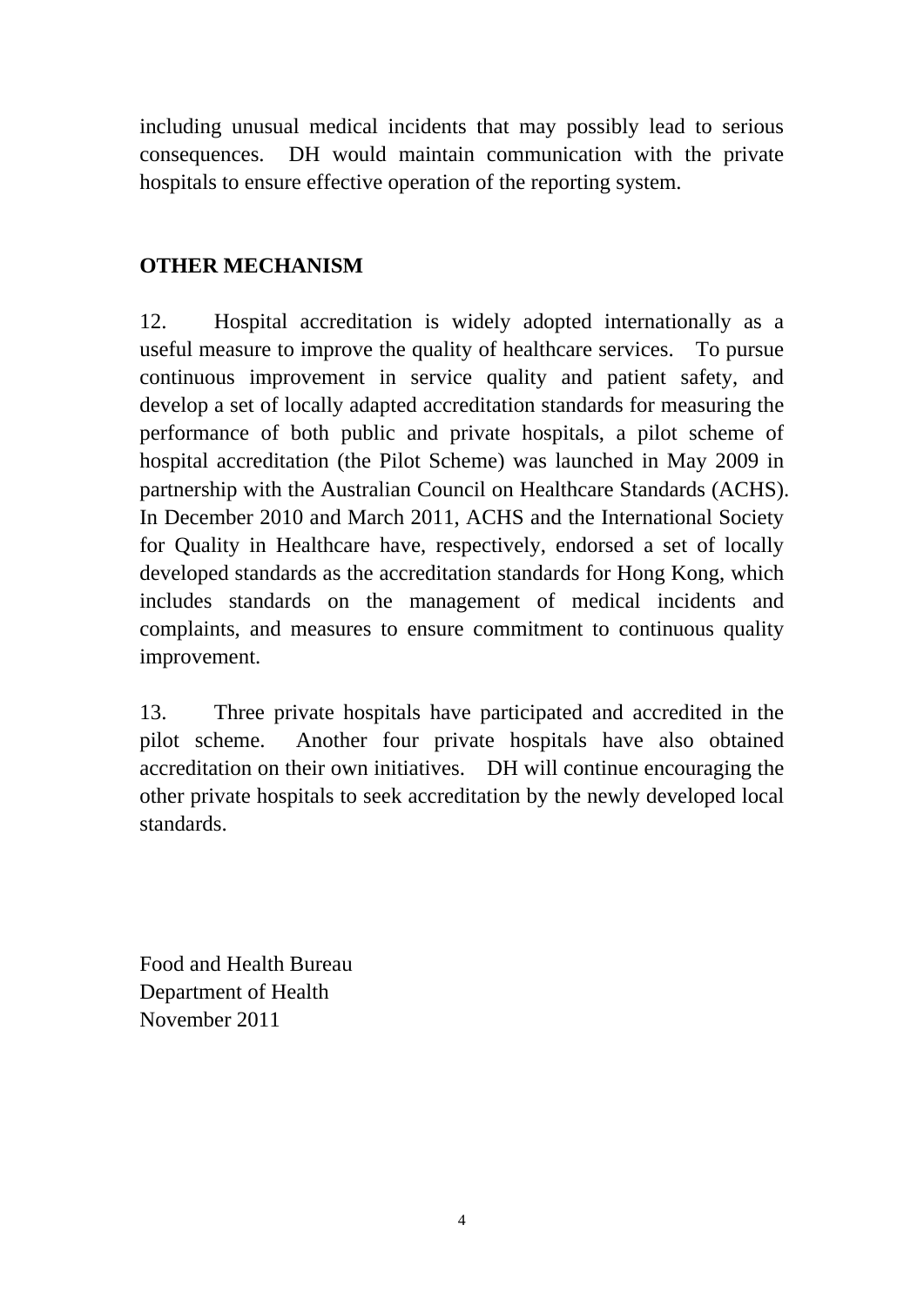including unusual medical incidents that may possibly lead to serious consequences. DH would maintain communication with the private hospitals to ensure effective operation of the reporting system.

## OTHER MECHANISM

12. Hospital accreditation is widely adopted internationally as a useful measure to improve the quality of healthcare services. To pursue continuous improvement in service quality and patient safety, and develop a set of locally adapted accreditation standards for measuring the performance of both public and private hospitals, a pilot scheme of hospital accreditation (the Pilot Scheme) was launched in May 2009 in partnership with the Australian Council on Healthcare Standards (ACHS). In December 2010 and March 2011, ACHS and the International Society for Quality in Healthcare have, respectively, endorsed a set of locally developed standards as the accreditation standards for Hong Kong, which includes standards on the management of medical incidents and complaints, and measures to ensure commitment to continuous quality improvement.

13. Three private hospitals have participated and accredited in the pilot scheme. Another four private hospitals have also obtained accreditation on their own initiatives. DH will continue encouraging the other private hospitals to seek accreditation by the newly developed local standards.

Food and Health Bureau
Department of Health
November 2011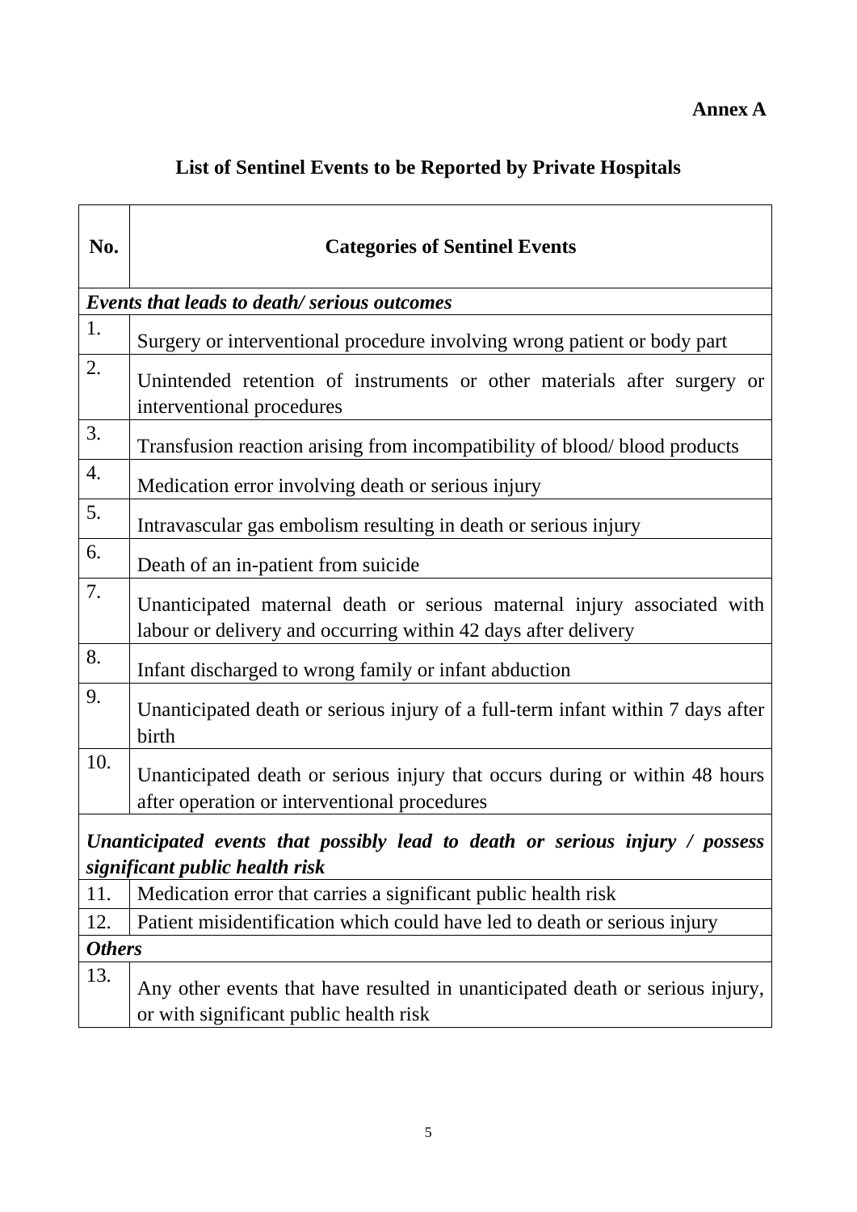**Annex A**

## List of Sentinel Events to be Reported by Private Hospitals

| No. | Categories of Sentinel Events |
|---|---|
| ***Events that leads to death/ serious outcomes*** | |
| 1. | Surgery or interventional procedure involving wrong patient or body part |
| 2. | Unintended retention of instruments or other materials after surgery or interventional procedures |
| 3. | Transfusion reaction arising from incompatibility of blood/ blood products |
| 4. | Medication error involving death or serious injury |
| 5. | Intravascular gas embolism resulting in death or serious injury |
| 6. | Death of an in-patient from suicide |
| 7. | Unanticipated maternal death or serious maternal injury associated with labour or delivery and occurring within 42 days after delivery |
| 8. | Infant discharged to wrong family or infant abduction |
| 9. | Unanticipated death or serious injury of a full-term infant within 7 days after birth |
| 10. | Unanticipated death or serious injury that occurs during or within 48 hours after operation or interventional procedures |
| ***Unanticipated events that possibly lead to death or serious injury / possess significant public health risk*** | |
| 11. | Medication error that carries a significant public health risk |
| 12. | Patient misidentification which could have led to death or serious injury |
| ***Others*** | |
| 13. | Any other events that have resulted in unanticipated death or serious injury, or with significant public health risk |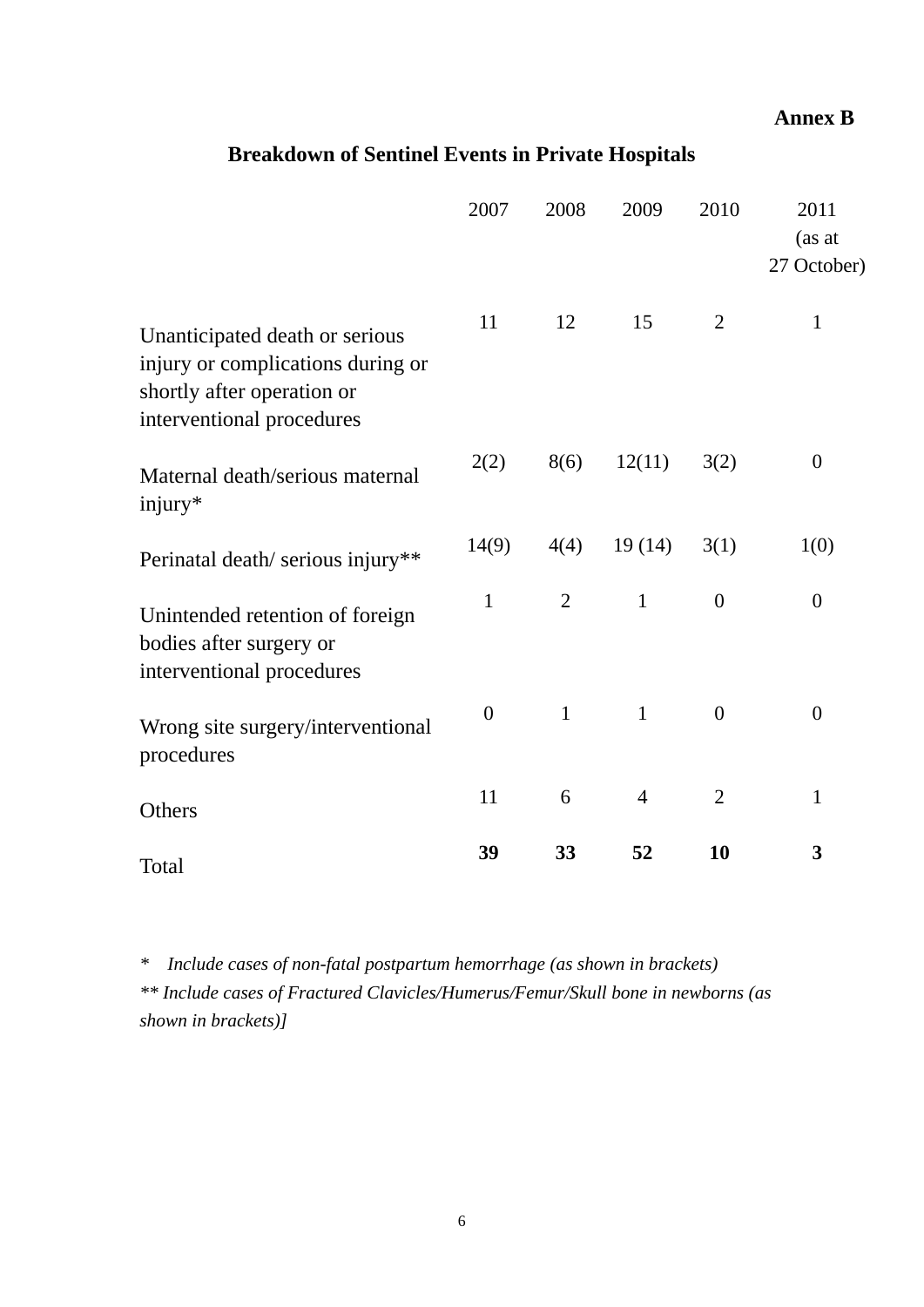**Annex B**

## Breakdown of Sentinel Events in Private Hospitals

| | 2007 | 2008 | 2009 | 2010 | 2011 (as at 27 October) |
|---|---|---|---|---|---|
| Unanticipated death or serious injury or complications during or shortly after operation or interventional procedures | 11 | 12 | 15 | 2 | 1 |
| Maternal death/serious maternal injury* | 2(2) | 8(6) | 12(11) | 3(2) | 0 |
| Perinatal death/ serious injury** | 14(9) | 4(4) | 19 (14) | 3(1) | 1(0) |
| Unintended retention of foreign bodies after surgery or interventional procedures | 1 | 2 | 1 | 0 | 0 |
| Wrong site surgery/interventional procedures | 0 | 1 | 1 | 0 | 0 |
| Others | 11 | 6 | 4 | 2 | 1 |
| Total | **39** | **33** | **52** | **10** | **3** |

*\*   Include cases of non-fatal postpartum hemorrhage (as shown in brackets)*

*\*\* Include cases of Fractured Clavicles/Humerus/Femur/Skull bone in newborns (as shown in brackets)]*